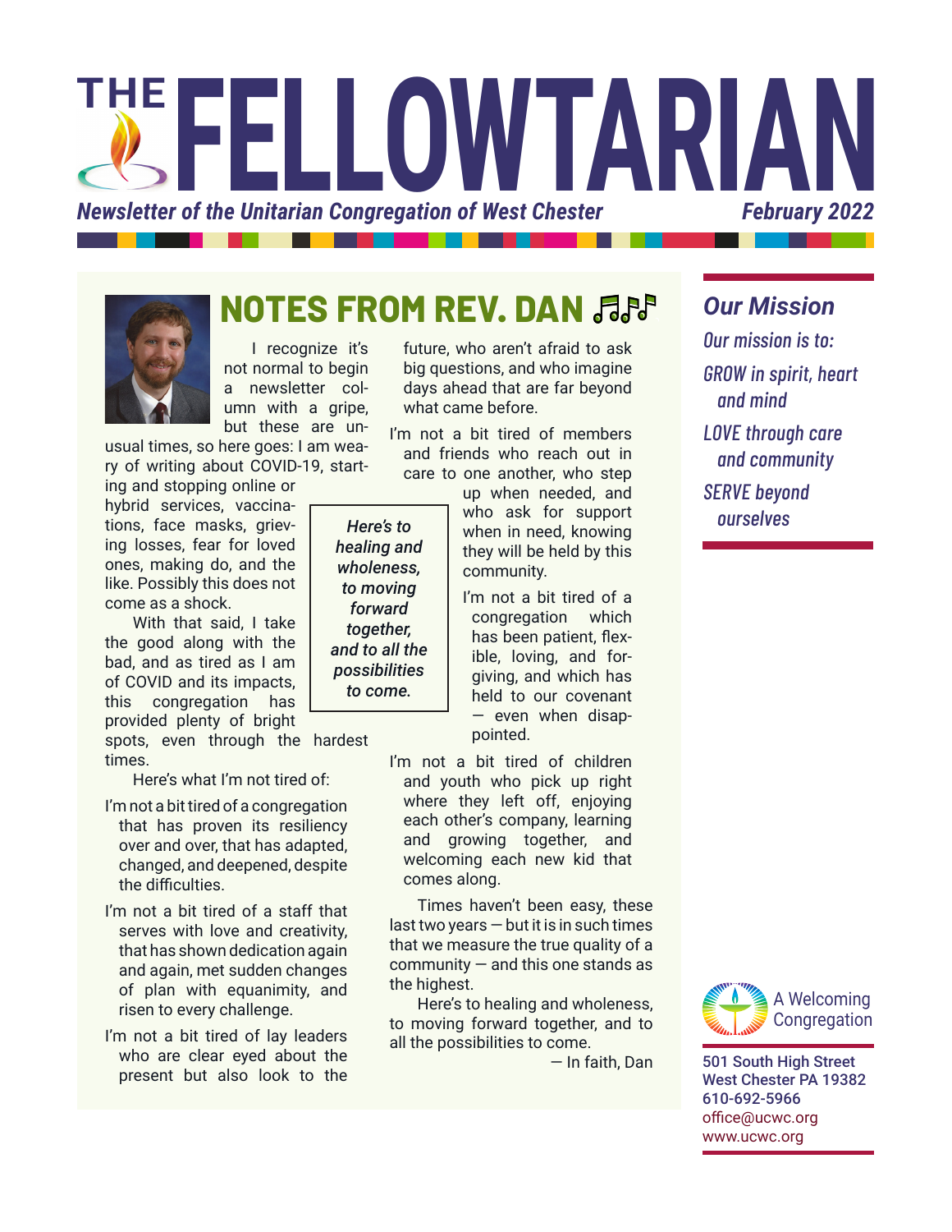# THE FELLOWTARIAN

*Newsletter of the Unitarian Congregation of West Chester* — *February 2022*

## NOTES FROM REV. DAN

I recognize it's not normal to begin a newsletter column with a gripe, but these are unusual times, so here goes: I am weary of writing about COVID-19, starting and stopping online or hybrid services, vaccinations, face masks, grieving losses, fear for loved ones, making do, and the like. Possibly this does not come as a shock.

With that said, I take the good along with the bad, and as tired as I am of COVID and its impacts, this congregation has provided plenty of bright spots, even through the hardest times.

Here's what I'm not tired of:

I'm not a bit tired of a congregation that has proven its resiliency over and over, that has adapted, changed, and deepened, despite the difficulties.

I'm not a bit tired of a staff that serves with love and creativity, that has shown dedication again and again, met sudden changes of plan with equanimity, and risen to every challenge.

I'm not a bit tired of lay leaders who are clear eyed about the present but also look to the future, who aren't afraid to ask big questions, and who imagine days ahead that are far beyond what came before.

I'm not a bit tired of members and friends who reach out in care to one another, who step up when needed, and who ask for support when in need, knowing they will be held by this community.

> ***Here's to healing and wholeness, to moving forward together, and to all the possibilities to come.***

I'm not a bit tired of a congregation which has been patient, flexible, loving, and forgiving, and which has held to our covenant — even when disappointed.

I'm not a bit tired of children and youth who pick up right where they left off, enjoying each other's company, learning and growing together, and welcoming each new kid that comes along.

Times haven't been easy, these last two years — but it is in such times that we measure the true quality of a community — and this one stands as the highest.

Here's to healing and wholeness, to moving forward together, and to all the possibilities to come.

— In faith, Dan

## *Our Mission*

*Our mission is to:*

*GROW in spirit, heart and mind*

*LOVE through care and community*

*SERVE beyond ourselves*

A Welcoming Congregation

**501 South High Street**
**West Chester PA 19382**
**610-692-5966**
office@ucwc.org
www.ucwc.org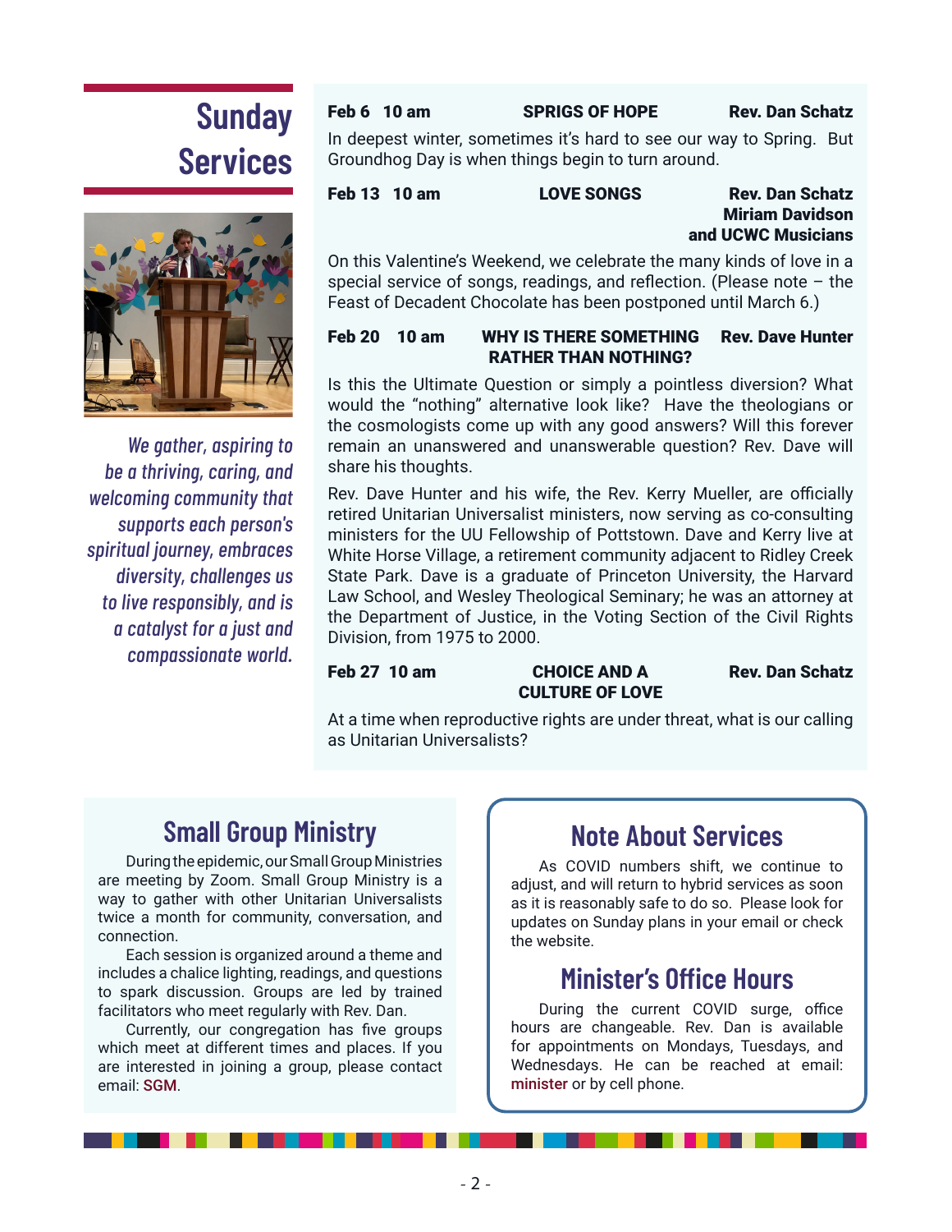# Sunday Services

*We gather, aspiring to be a thriving, caring, and welcoming community that supports each person's spiritual journey, embraces diversity, challenges us to live responsibly, and is a catalyst for a just and compassionate world.*

**Feb 6 10 am — SPRIGS OF HOPE — Rev. Dan Schatz**

In deepest winter, sometimes it's hard to see our way to Spring. But Groundhog Day is when things begin to turn around.

**Feb 13 10 am — LOVE SONGS — Rev. Dan Schatz, Miriam Davidson and UCWC Musicians**

On this Valentine's Weekend, we celebrate the many kinds of love in a special service of songs, readings, and reflection. (Please note – the Feast of Decadent Chocolate has been postponed until March 6.)

**Feb 20 10 am — WHY IS THERE SOMETHING RATHER THAN NOTHING? — Rev. Dave Hunter**

Is this the Ultimate Question or simply a pointless diversion? What would the "nothing" alternative look like? Have the theologians or the cosmologists come up with any good answers? Will this forever remain an unanswered and unanswerable question? Rev. Dave will share his thoughts.

Rev. Dave Hunter and his wife, the Rev. Kerry Mueller, are officially retired Unitarian Universalist ministers, now serving as co-consulting ministers for the UU Fellowship of Pottstown. Dave and Kerry live at White Horse Village, a retirement community adjacent to Ridley Creek State Park. Dave is a graduate of Princeton University, the Harvard Law School, and Wesley Theological Seminary; he was an attorney at the Department of Justice, in the Voting Section of the Civil Rights Division, from 1975 to 2000.

**Feb 27 10 am — CHOICE AND A CULTURE OF LOVE — Rev. Dan Schatz**

At a time when reproductive rights are under threat, what is our calling as Unitarian Universalists?

## Small Group Ministry

During the epidemic, our Small Group Ministries are meeting by Zoom. Small Group Ministry is a way to gather with other Unitarian Universalists twice a month for community, conversation, and connection.

Each session is organized around a theme and includes a chalice lighting, readings, and questions to spark discussion. Groups are led by trained facilitators who meet regularly with Rev. Dan.

Currently, our congregation has five groups which meet at different times and places. If you are interested in joining a group, please contact email: SGM.

## Note About Services

As COVID numbers shift, we continue to adjust, and will return to hybrid services as soon as it is reasonably safe to do so. Please look for updates on Sunday plans in your email or check the website.

## Minister's Office Hours

During the current COVID surge, office hours are changeable. Rev. Dan is available for appointments on Mondays, Tuesdays, and Wednesdays. He can be reached at email: minister or by cell phone.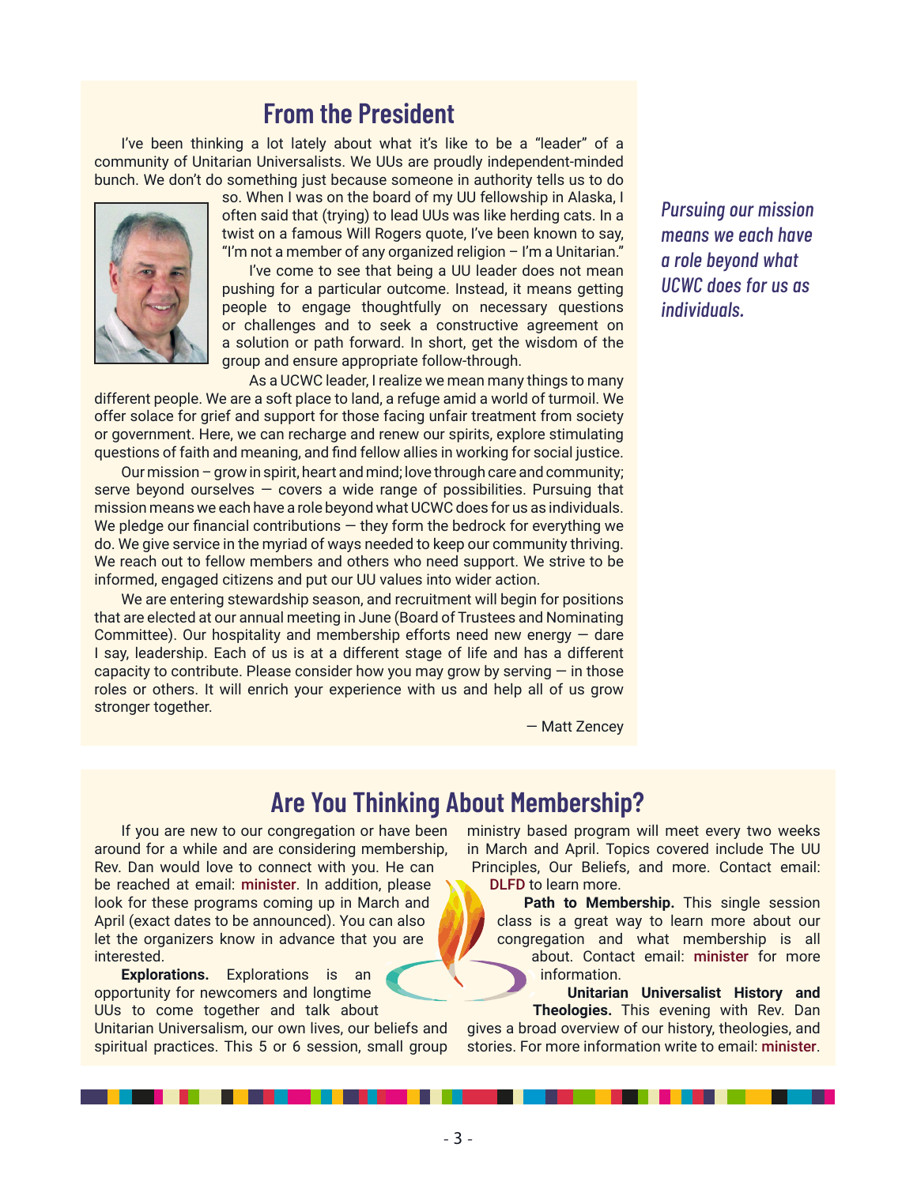## From the President

I've been thinking a lot lately about what it's like to be a "leader" of a community of Unitarian Universalists. We UUs are proudly independent-minded bunch. We don't do something just because someone in authority tells us to do so. When I was on the board of my UU fellowship in Alaska, I often said that (trying) to lead UUs was like herding cats. In a twist on a famous Will Rogers quote, I've been known to say, "I'm not a member of any organized religion – I'm a Unitarian."

I've come to see that being a UU leader does not mean pushing for a particular outcome. Instead, it means getting people to engage thoughtfully on necessary questions or challenges and to seek a constructive agreement on a solution or path forward. In short, get the wisdom of the group and ensure appropriate follow-through.

As a UCWC leader, I realize we mean many things to many different people. We are a soft place to land, a refuge amid a world of turmoil. We offer solace for grief and support for those facing unfair treatment from society or government. Here, we can recharge and renew our spirits, explore stimulating questions of faith and meaning, and find fellow allies in working for social justice.

Our mission – grow in spirit, heart and mind; love through care and community; serve beyond ourselves — covers a wide range of possibilities. Pursuing that mission means we each have a role beyond what UCWC does for us as individuals. We pledge our financial contributions — they form the bedrock for everything we do. We give service in the myriad of ways needed to keep our community thriving. We reach out to fellow members and others who need support. We strive to be informed, engaged citizens and put our UU values into wider action.

*Pursuing our mission means we each have a role beyond what UCWC does for us as individuals.*

We are entering stewardship season, and recruitment will begin for positions that are elected at our annual meeting in June (Board of Trustees and Nominating Committee). Our hospitality and membership efforts need new energy — dare I say, leadership. Each of us is at a different stage of life and has a different capacity to contribute. Please consider how you may grow by serving — in those roles or others. It will enrich your experience with us and help all of us grow stronger together.

— Matt Zencey

## Are You Thinking About Membership?

If you are new to our congregation or have been around for a while and are considering membership, Rev. Dan would love to connect with you. He can be reached at email: minister. In addition, please look for these programs coming up in March and April (exact dates to be announced). You can also let the organizers know in advance that you are interested.

**Explorations.** Explorations is an opportunity for newcomers and longtime UUs to come together and talk about Unitarian Universalism, our own lives, our beliefs and spiritual practices. This 5 or 6 session, small group ministry based program will meet every two weeks in March and April. Topics covered include The UU Principles, Our Beliefs, and more. Contact email: DLFD to learn more.

**Path to Membership.** This single session class is a great way to learn more about our congregation and what membership is all about. Contact email: minister for more information.

**Unitarian Universalist History and Theologies.** This evening with Rev. Dan gives a broad overview of our history, theologies, and stories. For more information write to email: minister.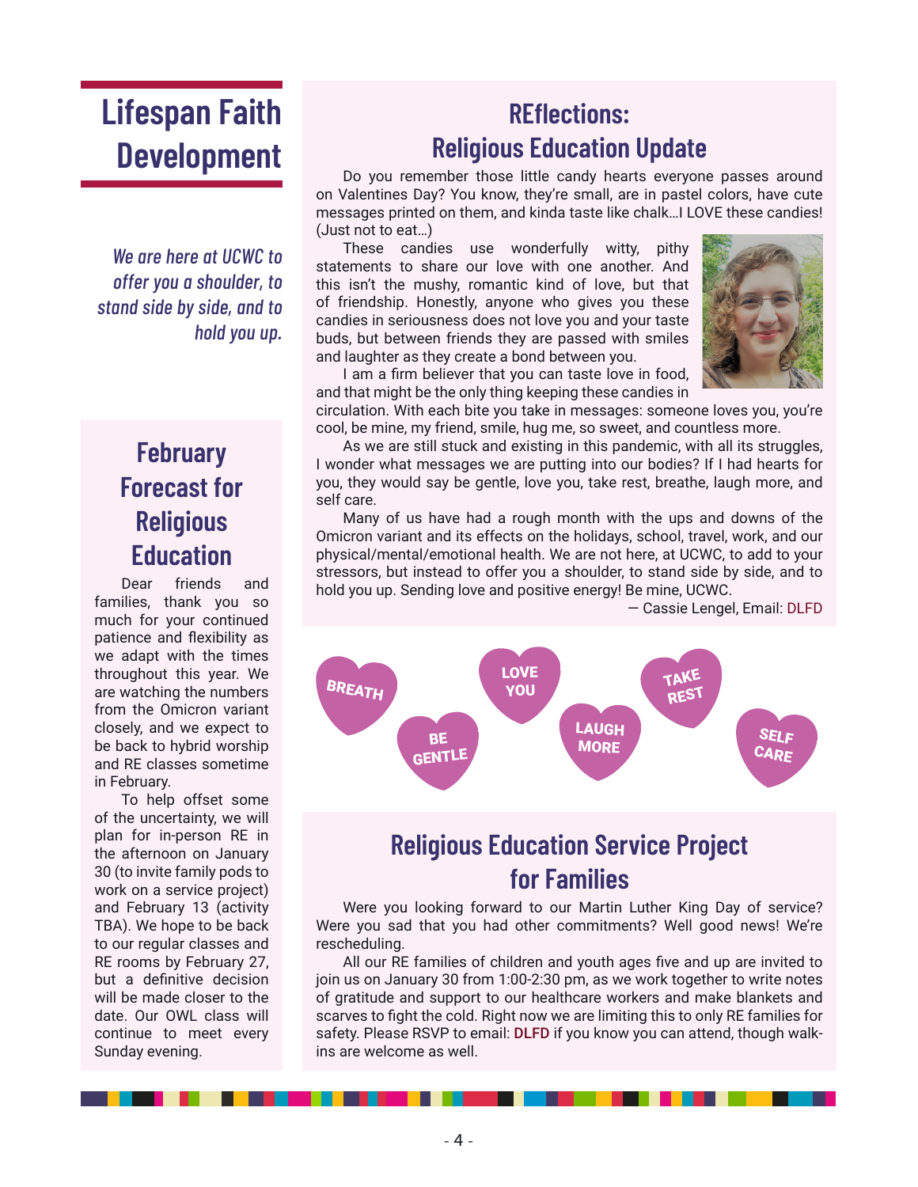# Lifespan Faith Development

*We are here at UCWC to offer you a shoulder, to stand side by side, and to hold you up.*

## February Forecast for Religious Education

Dear friends and families, thank you so much for your continued patience and flexibility as we adapt with the times throughout this year. We are watching the numbers from the Omicron variant closely, and we expect to be back to hybrid worship and RE classes sometime in February.

To help offset some of the uncertainty, we will plan for in-person RE in the afternoon on January 30 (to invite family pods to work on a service project) and February 13 (activity TBA). We hope to be back to our regular classes and RE rooms by February 27, but a definitive decision will be made closer to the date. Our OWL class will continue to meet every Sunday evening.

## REflections: Religious Education Update

Do you remember those little candy hearts everyone passes around on Valentines Day? You know, they're small, are in pastel colors, have cute messages printed on them, and kinda taste like chalk…I LOVE these candies! (Just not to eat…)

These candies use wonderfully witty, pithy statements to share our love with one another. And this isn't the mushy, romantic kind of love, but that of friendship. Honestly, anyone who gives you these candies in seriousness does not love you and your taste buds, but between friends they are passed with smiles and laughter as they create a bond between you.

I am a firm believer that you can taste love in food, and that might be the only thing keeping these candies in circulation. With each bite you take in messages: someone loves you, you're cool, be mine, my friend, smile, hug me, so sweet, and countless more.

As we are still stuck and existing in this pandemic, with all its struggles, I wonder what messages we are putting into our bodies? If I had hearts for you, they would say be gentle, love you, take rest, breathe, laugh more, and self care.

Many of us have had a rough month with the ups and downs of the Omicron variant and its effects on the holidays, school, travel, work, and our physical/mental/emotional health. We are not here, at UCWC, to add to your stressors, but instead to offer you a shoulder, to stand side by side, and to hold you up. Sending love and positive energy! Be mine, UCWC.

— Cassie Lengel, Email: DLFD

BREATH · BE GENTLE · LOVE YOU · LAUGH MORE · TAKE REST · SELF CARE

## Religious Education Service Project for Families

Were you looking forward to our Martin Luther King Day of service? Were you sad that you had other commitments? Well good news! We're rescheduling.

All our RE families of children and youth ages five and up are invited to join us on January 30 from 1:00-2:30 pm, as we work together to write notes of gratitude and support to our healthcare workers and make blankets and scarves to fight the cold. Right now we are limiting this to only RE families for safety. Please RSVP to email: DLFD if you know you can attend, though walk-ins are welcome as well.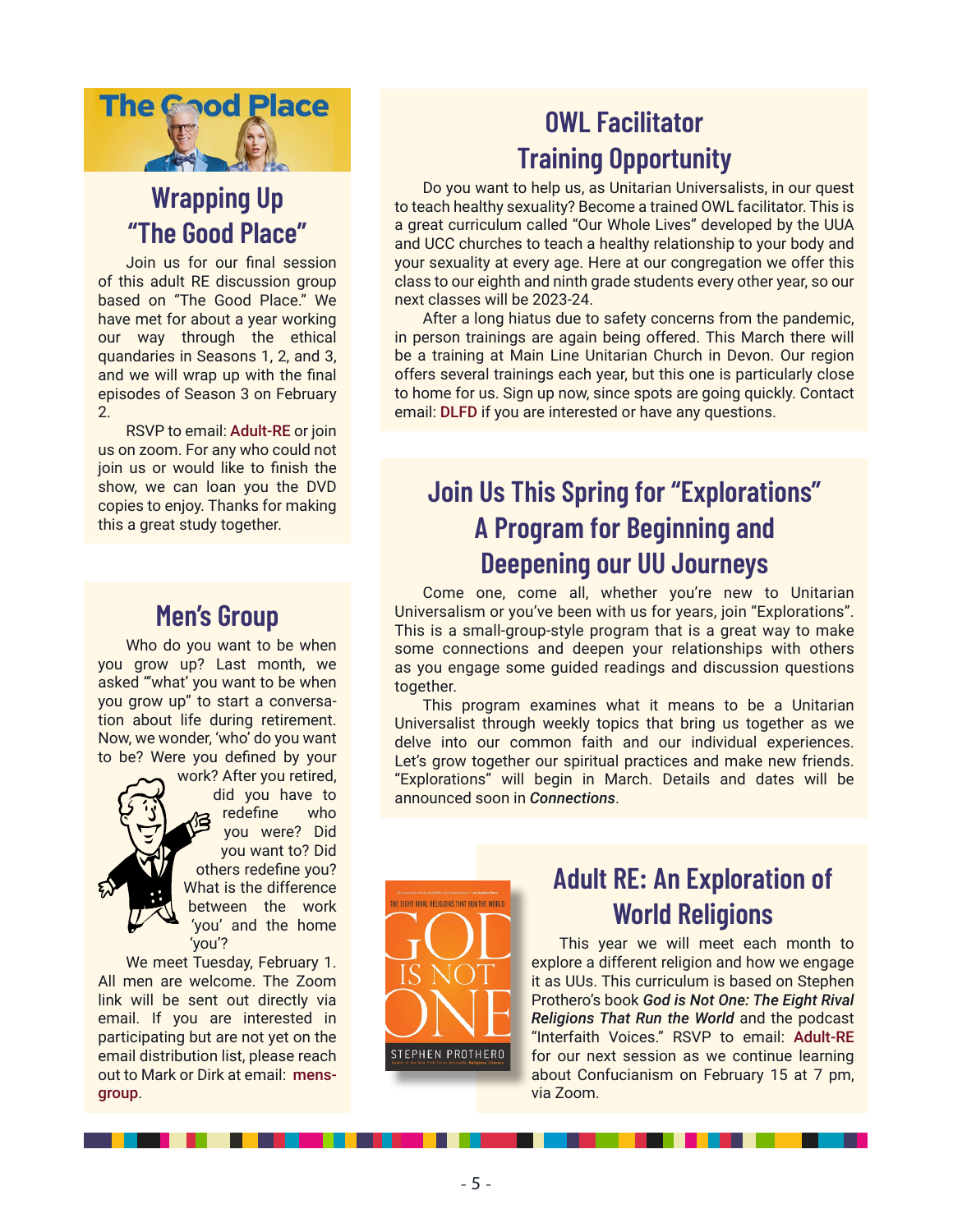## Wrapping Up "The Good Place"

Join us for our final session of this adult RE discussion group based on "The Good Place." We have met for about a year working our way through the ethical quandaries in Seasons 1, 2, and 3, and we will wrap up with the final episodes of Season 3 on February 2.

RSVP to email: Adult-RE or join us on zoom. For any who could not join us or would like to finish the show, we can loan you the DVD copies to enjoy. Thanks for making this a great study together.

## Men's Group

Who do you want to be when you grow up? Last month, we asked "'what' you want to be when you grow up" to start a conversation about life during retirement. Now, we wonder, 'who' do you want to be? Were you defined by your work? After you retired, did you have to redefine who you were? Did you want to? Did others redefine you? What is the difference between the work 'you' and the home 'you'?

We meet Tuesday, February 1. All men are welcome. The Zoom link will be sent out directly via email. If you are interested in participating but are not yet on the email distribution list, please reach out to Mark or Dirk at email: mens-group.

## OWL Facilitator Training Opportunity

Do you want to help us, as Unitarian Universalists, in our quest to teach healthy sexuality? Become a trained OWL facilitator. This is a great curriculum called "Our Whole Lives" developed by the UUA and UCC churches to teach a healthy relationship to your body and your sexuality at every age. Here at our congregation we offer this class to our eighth and ninth grade students every other year, so our next classes will be 2023-24.

After a long hiatus due to safety concerns from the pandemic, in person trainings are again being offered. This March there will be a training at Main Line Unitarian Church in Devon. Our region offers several trainings each year, but this one is particularly close to home for us. Sign up now, since spots are going quickly. Contact email: DLFD if you are interested or have any questions.

## Join Us This Spring for "Explorations" A Program for Beginning and Deepening our UU Journeys

Come one, come all, whether you're new to Unitarian Universalism or you've been with us for years, join "Explorations". This is a small-group-style program that is a great way to make some connections and deepen your relationships with others as you engage some guided readings and discussion questions together.

This program examines what it means to be a Unitarian Universalist through weekly topics that bring us together as we delve into our common faith and our individual experiences. Let's grow together our spiritual practices and make new friends. "Explorations" will begin in March. Details and dates will be announced soon in *Connections*.

## Adult RE: An Exploration of World Religions

This year we will meet each month to explore a different religion and how we engage it as UUs. This curriculum is based on Stephen Prothero's book ***God is Not One: The Eight Rival Religions That Run the World*** and the podcast "Interfaith Voices." RSVP to email: Adult-RE for our next session as we continue learning about Confucianism on February 15 at 7 pm, via Zoom.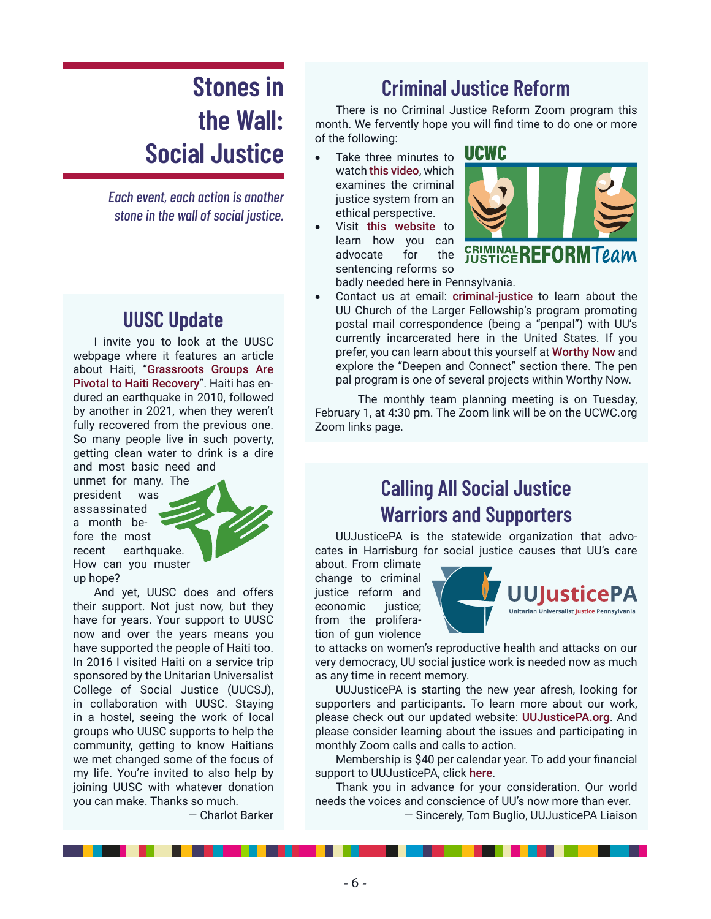# Stones in the Wall: Social Justice

*Each event, each action is another stone in the wall of social justice.*

## UUSC Update

I invite you to look at the UUSC webpage where it features an article about Haiti, "Grassroots Groups Are Pivotal to Haiti Recovery". Haiti has endured an earthquake in 2010, followed by another in 2021, when they weren't fully recovered from the previous one. So many people live in such poverty, getting clean water to drink is a dire and most basic need and unmet for many. The president was assassinated a month before the most recent earthquake. How can you muster up hope?

And yet, UUSC does and offers their support. Not just now, but they have for years. Your support to UUSC now and over the years means you have supported the people of Haiti too. In 2016 I visited Haiti on a service trip sponsored by the Unitarian Universalist College of Social Justice (UUCSJ), in collaboration with UUSC. Staying in a hostel, seeing the work of local groups who UUSC supports to help the community, getting to know Haitians we met changed some of the focus of my life. You're invited to also help by joining UUSC with whatever donation you can make. Thanks so much.

— Charlot Barker

## Criminal Justice Reform

There is no Criminal Justice Reform Zoom program this month. We fervently hope you will find time to do one or more of the following:

- Take three minutes to watch this video, which examines the criminal justice system from an ethical perspective.
- Visit this website to learn how you can advocate for the sentencing reforms so badly needed here in Pennsylvania.
- Contact us at email: criminal-justice to learn about the UU Church of the Larger Fellowship's program promoting postal mail correspondence (being a "penpal") with UU's currently incarcerated here in the United States. If you prefer, you can learn about this yourself at Worthy Now and explore the "Deepen and Connect" section there. The pen pal program is one of several projects within Worthy Now.

The monthly team planning meeting is on Tuesday, February 1, at 4:30 pm. The Zoom link will be on the UCWC.org Zoom links page.

## Calling All Social Justice Warriors and Supporters

UUJusticePA is the statewide organization that advocates in Harrisburg for social justice causes that UU's care about. From climate change to criminal justice reform and economic justice; from the proliferation of gun violence to attacks on women's reproductive health and attacks on our very democracy, UU social justice work is needed now as much as any time in recent memory.

UUJusticePA is starting the new year afresh, looking for supporters and participants. To learn more about our work, please check out our updated website: UUJusticePA.org. And please consider learning about the issues and participating in monthly Zoom calls and calls to action.

Membership is $40 per calendar year. To add your financial support to UUJusticePA, click here.

Thank you in advance for your consideration. Our world needs the voices and conscience of UU's now more than ever.

— Sincerely, Tom Buglio, UUJusticePA Liaison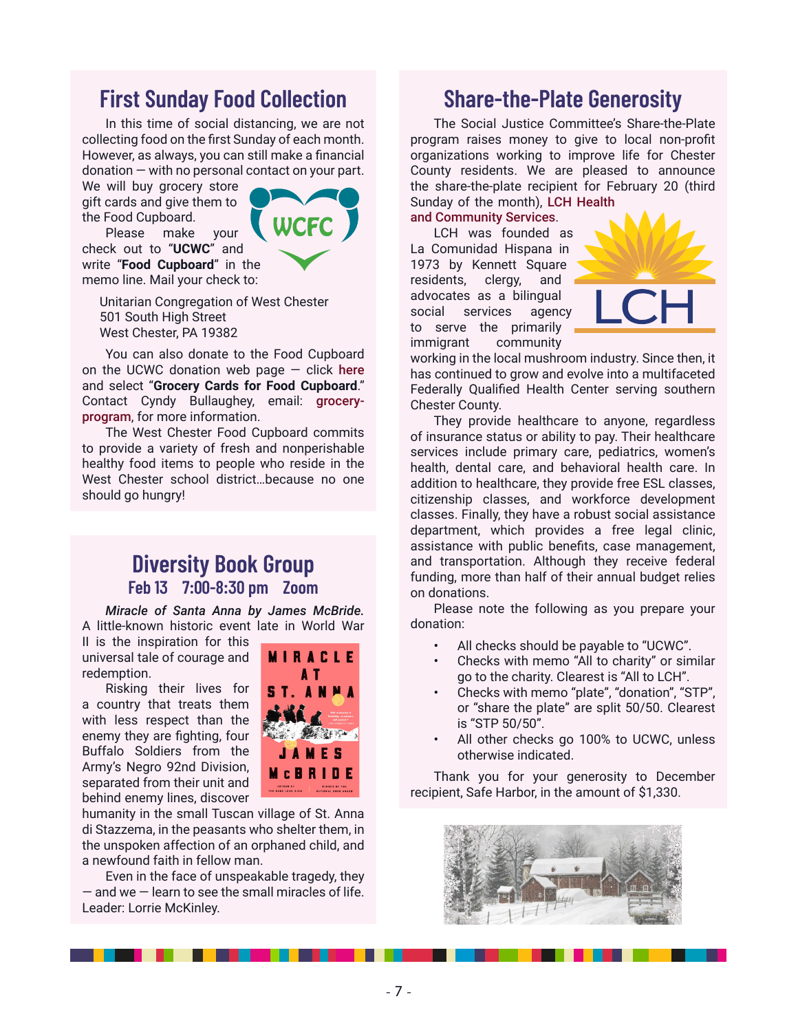## First Sunday Food Collection

In this time of social distancing, we are not collecting food on the first Sunday of each month. However, as always, you can still make a financial donation — with no personal contact on your part. We will buy grocery store gift cards and give them to the Food Cupboard.

Please make your check out to "**UCWC**" and write "**Food Cupboard**" in the memo line. Mail your check to:

Unitarian Congregation of West Chester
501 South High Street
West Chester, PA 19382

You can also donate to the Food Cupboard on the UCWC donation web page — click here and select "**Grocery Cards for Food Cupboard**." Contact Cyndy Bullaughey, email: grocery-program, for more information.

The West Chester Food Cupboard commits to provide a variety of fresh and nonperishable healthy food items to people who reside in the West Chester school district…because no one should go hungry!

## Diversity Book Group

### Feb 13 7:00-8:30 pm Zoom

*Miracle of Santa Anna by James McBride.* A little-known historic event late in World War II is the inspiration for this universal tale of courage and redemption.

Risking their lives for a country that treats them with less respect than the enemy they are fighting, four Buffalo Soldiers from the Army's Negro 92nd Division, separated from their unit and behind enemy lines, discover humanity in the small Tuscan village of St. Anna di Stazzema, in the peasants who shelter them, in the unspoken affection of an orphaned child, and a newfound faith in fellow man.

Even in the face of unspeakable tragedy, they — and we — learn to see the small miracles of life.
Leader: Lorrie McKinley.

## Share-the-Plate Generosity

The Social Justice Committee's Share-the-Plate program raises money to give to local non-profit organizations working to improve life for Chester County residents. We are pleased to announce the share-the-plate recipient for February 20 (third Sunday of the month), LCH Health and Community Services.

LCH was founded as La Comunidad Hispana in 1973 by Kennett Square residents, clergy, and advocates as a bilingual social services agency to serve the primarily immigrant community working in the local mushroom industry. Since then, it has continued to grow and evolve into a multifaceted Federally Qualified Health Center serving southern Chester County.

They provide healthcare to anyone, regardless of insurance status or ability to pay. Their healthcare services include primary care, pediatrics, women's health, dental care, and behavioral health care. In addition to healthcare, they provide free ESL classes, citizenship classes, and workforce development classes. Finally, they have a robust social assistance department, which provides a free legal clinic, assistance with public benefits, case management, and transportation. Although they receive federal funding, more than half of their annual budget relies on donations.

Please note the following as you prepare your donation:

- All checks should be payable to "UCWC".
- Checks with memo "All to charity" or similar go to the charity. Clearest is "All to LCH".
- Checks with memo "plate", "donation", "STP", or "share the plate" are split 50/50. Clearest is "STP 50/50".
- All other checks go 100% to UCWC, unless otherwise indicated.

Thank you for your generosity to December recipient, Safe Harbor, in the amount of $1,330.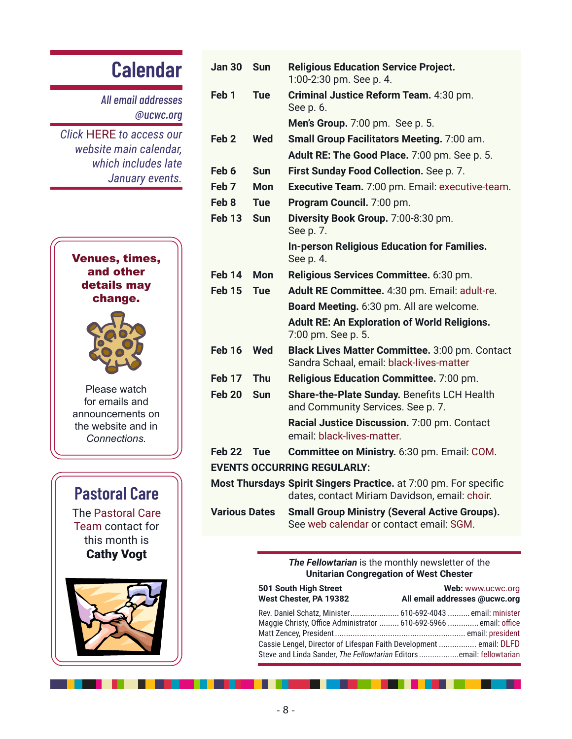# Calendar

*All email addresses @ucwc.org*

*Click HERE to access our website main calendar, which includes late January events.*

**Venues, times, and other details may change.**

Please watch for emails and announcements on the website and in *Connections.*

## Pastoral Care

The Pastoral Care Team contact for this month is **Cathy Vogt**

| | | |
|---|---|---|
| **Jan 30** | **Sun** | **Religious Education Service Project.** 1:00-2:30 pm. See p. 4. |
| **Feb 1** | **Tue** | **Criminal Justice Reform Team.** 4:30 pm. See p. 6. |
| | | **Men's Group.** 7:00 pm. See p. 5. |
| **Feb 2** | **Wed** | **Small Group Facilitators Meeting.** 7:00 am. |
| | | **Adult RE: The Good Place.** 7:00 pm. See p. 5. |
| **Feb 6** | **Sun** | **First Sunday Food Collection.** See p. 7. |
| **Feb 7** | **Mon** | **Executive Team.** 7:00 pm. Email: executive-team. |
| **Feb 8** | **Tue** | **Program Council.** 7:00 pm. |
| **Feb 13** | **Sun** | **Diversity Book Group.** 7:00-8:30 pm. See p. 7. |
| | | **In-person Religious Education for Families.** See p. 4. |
| **Feb 14** | **Mon** | **Religious Services Committee.** 6:30 pm. |
| **Feb 15** | **Tue** | **Adult RE Committee.** 4:30 pm. Email: adult-re. |
| | | **Board Meeting.** 6:30 pm. All are welcome. |
| | | **Adult RE: An Exploration of World Religions.** 7:00 pm. See p. 5. |
| **Feb 16** | **Wed** | **Black Lives Matter Committee.** 3:00 pm. Contact Sandra Schaal, email: black-lives-matter |
| **Feb 17** | **Thu** | **Religious Education Committee.** 7:00 pm. |
| **Feb 20** | **Sun** | **Share-the-Plate Sunday.** Benefits LCH Health and Community Services. See p. 7. |
| | | **Racial Justice Discussion.** 7:00 pm. Contact email: black-lives-matter. |
| **Feb 22** | **Tue** | **Committee on Ministry.** 6:30 pm. Email: COM. |

**EVENTS OCCURRING REGULARLY:**

| | |
|---|---|
| **Most Thursdays** | **Spirit Singers Practice.** at 7:00 pm. For specific dates, contact Miriam Davidson, email: choir. |
| **Various Dates** | **Small Group Ministry (Several Active Groups).** See web calendar or contact email: SGM. |

***The Fellowtarian*** is the monthly newsletter of the **Unitarian Congregation of West Chester**

**501 South High Street**
**West Chester, PA 19382**

**Web:** www.ucwc.org
**All email addresses @ucwc.org**

Rev. Daniel Schatz, Minister ...................... 610-692-4043 .......... email: minister
Maggie Christy, Office Administrator ......... 610-692-5966 ............. email: office
Matt Zencey, President .......................................................... email: president
Cassie Lengel, Director of Lifespan Faith Development ................. email: DLFD
Steve and Linda Sander, *The Fellowtarian* Editors ..................email: fellowtarian